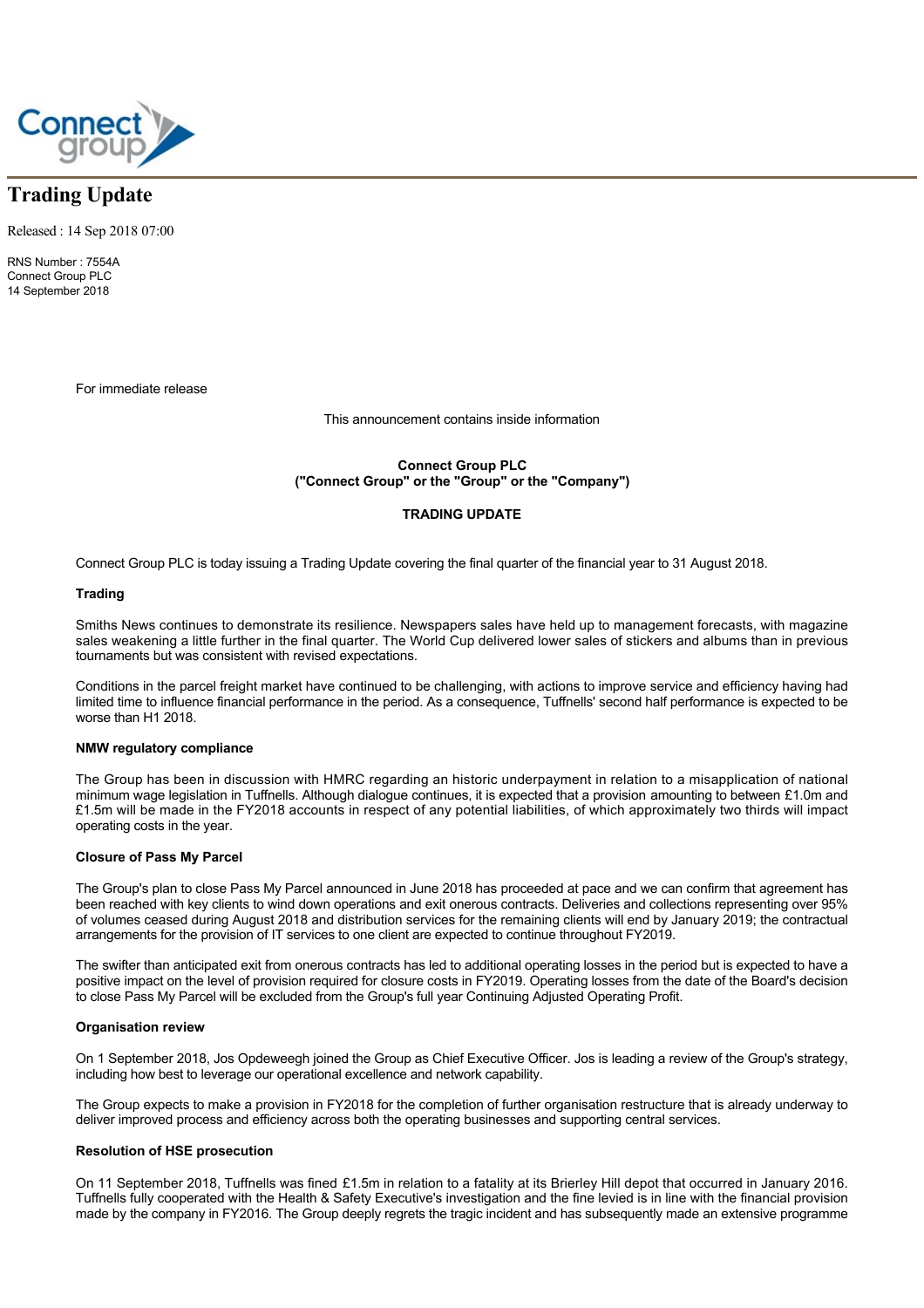# Trading Update

Released : 14 Sep 2018 07:00

RNS Number : 7554A
Connect Group PLC
14 September 2018

For immediate release

This announcement contains inside information

**Connect Group PLC**
**("Connect Group" or the "Group" or the "Company")**

**TRADING UPDATE**

Connect Group PLC is today issuing a Trading Update covering the final quarter of the financial year to 31 August 2018.

**Trading**

Smiths News continues to demonstrate its resilience. Newspapers sales have held up to management forecasts, with magazine sales weakening a little further in the final quarter. The World Cup delivered lower sales of stickers and albums than in previous tournaments but was consistent with revised expectations.

Conditions in the parcel freight market have continued to be challenging, with actions to improve service and efficiency having had limited time to influence financial performance in the period. As a consequence, Tuffnells' second half performance is expected to be worse than H1 2018.

**NMW regulatory compliance**

The Group has been in discussion with HMRC regarding an historic underpayment in relation to a misapplication of national minimum wage legislation in Tuffnells. Although dialogue continues, it is expected that a provision amounting to between £1.0m and £1.5m will be made in the FY2018 accounts in respect of any potential liabilities, of which approximately two thirds will impact operating costs in the year.

**Closure of Pass My Parcel**

The Group's plan to close Pass My Parcel announced in June 2018 has proceeded at pace and we can confirm that agreement has been reached with key clients to wind down operations and exit onerous contracts. Deliveries and collections representing over 95% of volumes ceased during August 2018 and distribution services for the remaining clients will end by January 2019; the contractual arrangements for the provision of IT services to one client are expected to continue throughout FY2019.

The swifter than anticipated exit from onerous contracts has led to additional operating losses in the period but is expected to have a positive impact on the level of provision required for closure costs in FY2019. Operating losses from the date of the Board's decision to close Pass My Parcel will be excluded from the Group's full year Continuing Adjusted Operating Profit.

**Organisation review**

On 1 September 2018, Jos Opdeweegh joined the Group as Chief Executive Officer. Jos is leading a review of the Group's strategy, including how best to leverage our operational excellence and network capability.

The Group expects to make a provision in FY2018 for the completion of further organisation restructure that is already underway to deliver improved process and efficiency across both the operating businesses and supporting central services.

**Resolution of HSE prosecution**

On 11 September 2018, Tuffnells was fined £1.5m in relation to a fatality at its Brierley Hill depot that occurred in January 2016. Tuffnells fully cooperated with the Health & Safety Executive's investigation and the fine levied is in line with the financial provision made by the company in FY2016. The Group deeply regrets the tragic incident and has subsequently made an extensive programme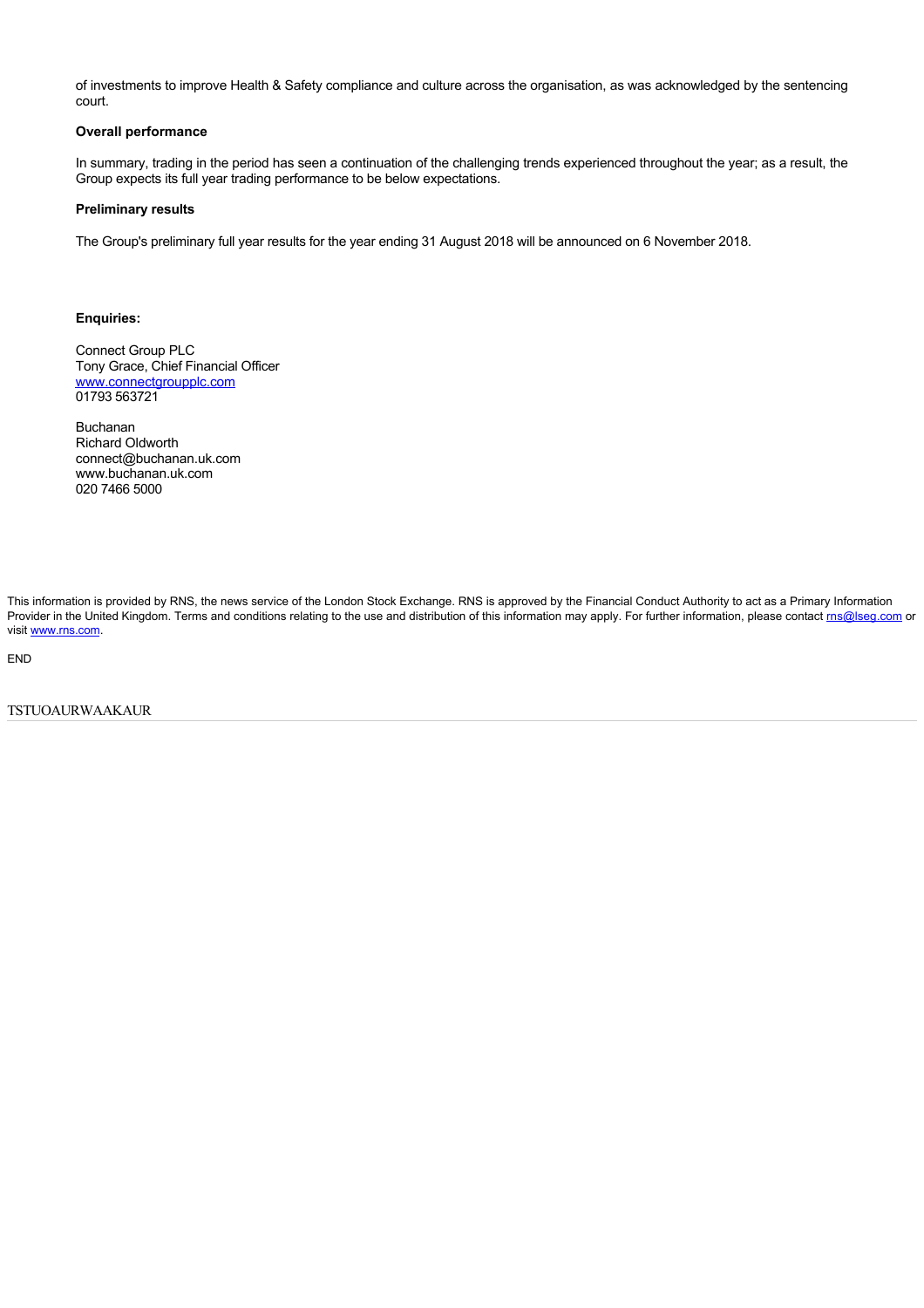of investments to improve Health & Safety compliance and culture across the organisation, as was acknowledged by the sentencing court.

**Overall performance**

In summary, trading in the period has seen a continuation of the challenging trends experienced throughout the year; as a result, the Group expects its full year trading performance to be below expectations.

**Preliminary results**

The Group's preliminary full year results for the year ending 31 August 2018 will be announced on 6 November 2018.

**Enquiries:**

Connect Group PLC
Tony Grace, Chief Financial Officer
www.connectgroupplc.com
01793 563721

Buchanan
Richard Oldworth
connect@buchanan.uk.com
www.buchanan.uk.com
020 7466 5000

This information is provided by RNS, the news service of the London Stock Exchange. RNS is approved by the Financial Conduct Authority to act as a Primary Information Provider in the United Kingdom. Terms and conditions relating to the use and distribution of this information may apply. For further information, please contact rns@lseg.com or visit www.rns.com.

END

TSTUOAURWAAKAUR